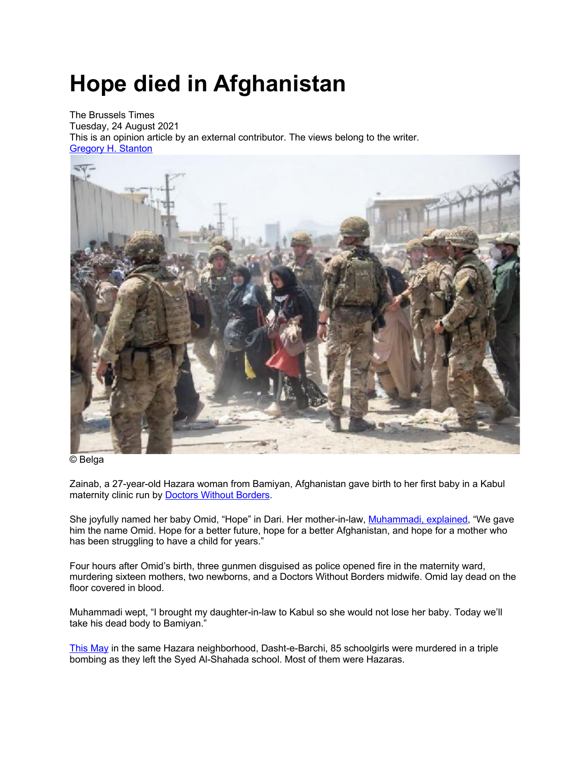# Hope died in Afghanistan

The Brussels Times
Tuesday, 24 August 2021
This is an opinion article by an external contributor. The views belong to the writer.
Gregory H. Stanton

© Belga

Zainab, a 27-year-old Hazara woman from Bamiyan, Afghanistan gave birth to her first baby in a Kabul maternity clinic run by Doctors Without Borders.

She joyfully named her baby Omid, "Hope" in Dari. Her mother-in-law, Muhammadi, explained, "We gave him the name Omid. Hope for a better future, hope for a better Afghanistan, and hope for a mother who has been struggling to have a child for years."

Four hours after Omid's birth, three gunmen disguised as police opened fire in the maternity ward, murdering sixteen mothers, two newborns, and a Doctors Without Borders midwife. Omid lay dead on the floor covered in blood.

Muhammadi wept, "I brought my daughter-in-law to Kabul so she would not lose her baby. Today we'll take his dead body to Bamiyan."

This May in the same Hazara neighborhood, Dasht-e-Barchi, 85 schoolgirls were murdered in a triple bombing as they left the Syed Al-Shahada school. Most of them were Hazaras.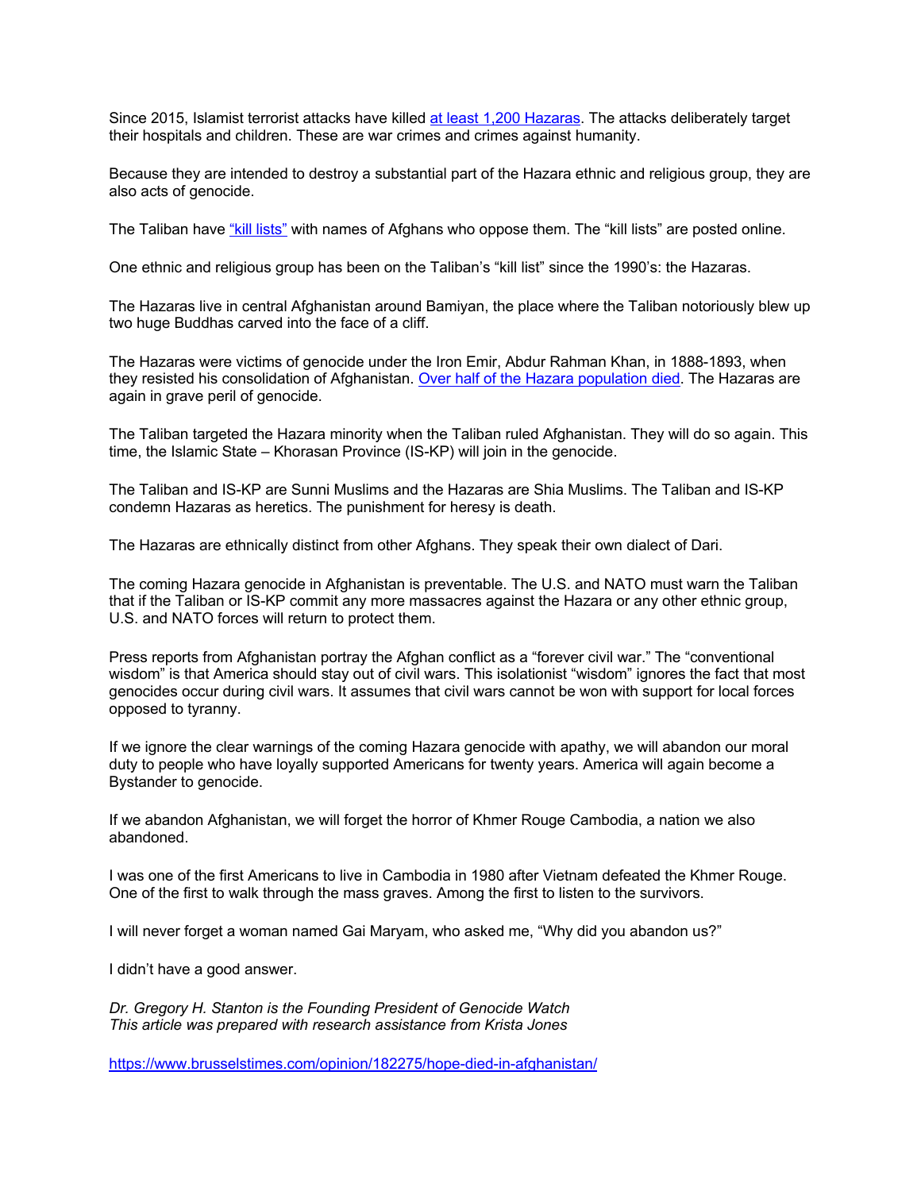Since 2015, Islamist terrorist attacks have killed [at least 1,200 Hazaras](). The attacks deliberately target their hospitals and children. These are war crimes and crimes against humanity.

Because they are intended to destroy a substantial part of the Hazara ethnic and religious group, they are also acts of genocide.

The Taliban have ["kill lists"]() with names of Afghans who oppose them. The "kill lists" are posted online.

One ethnic and religious group has been on the Taliban's "kill list" since the 1990's: the Hazaras.

The Hazaras live in central Afghanistan around Bamiyan, the place where the Taliban notoriously blew up two huge Buddhas carved into the face of a cliff.

The Hazaras were victims of genocide under the Iron Emir, Abdur Rahman Khan, in 1888-1893, when they resisted his consolidation of Afghanistan. [Over half of the Hazara population died](). The Hazaras are again in grave peril of genocide.

The Taliban targeted the Hazara minority when the Taliban ruled Afghanistan. They will do so again. This time, the Islamic State – Khorasan Province (IS-KP) will join in the genocide.

The Taliban and IS-KP are Sunni Muslims and the Hazaras are Shia Muslims. The Taliban and IS-KP condemn Hazaras as heretics. The punishment for heresy is death.

The Hazaras are ethnically distinct from other Afghans. They speak their own dialect of Dari.

The coming Hazara genocide in Afghanistan is preventable. The U.S. and NATO must warn the Taliban that if the Taliban or IS-KP commit any more massacres against the Hazara or any other ethnic group, U.S. and NATO forces will return to protect them.

Press reports from Afghanistan portray the Afghan conflict as a "forever civil war." The "conventional wisdom" is that America should stay out of civil wars. This isolationist "wisdom" ignores the fact that most genocides occur during civil wars. It assumes that civil wars cannot be won with support for local forces opposed to tyranny.

If we ignore the clear warnings of the coming Hazara genocide with apathy, we will abandon our moral duty to people who have loyally supported Americans for twenty years. America will again become a Bystander to genocide.

If we abandon Afghanistan, we will forget the horror of Khmer Rouge Cambodia, a nation we also abandoned.

I was one of the first Americans to live in Cambodia in 1980 after Vietnam defeated the Khmer Rouge. One of the first to walk through the mass graves. Among the first to listen to the survivors.

I will never forget a woman named Gai Maryam, who asked me, "Why did you abandon us?"

I didn't have a good answer.

*Dr. Gregory H. Stanton is the Founding President of Genocide Watch*
*This article was prepared with research assistance from Krista Jones*

https://www.brusselstimes.com/opinion/182275/hope-died-in-afghanistan/